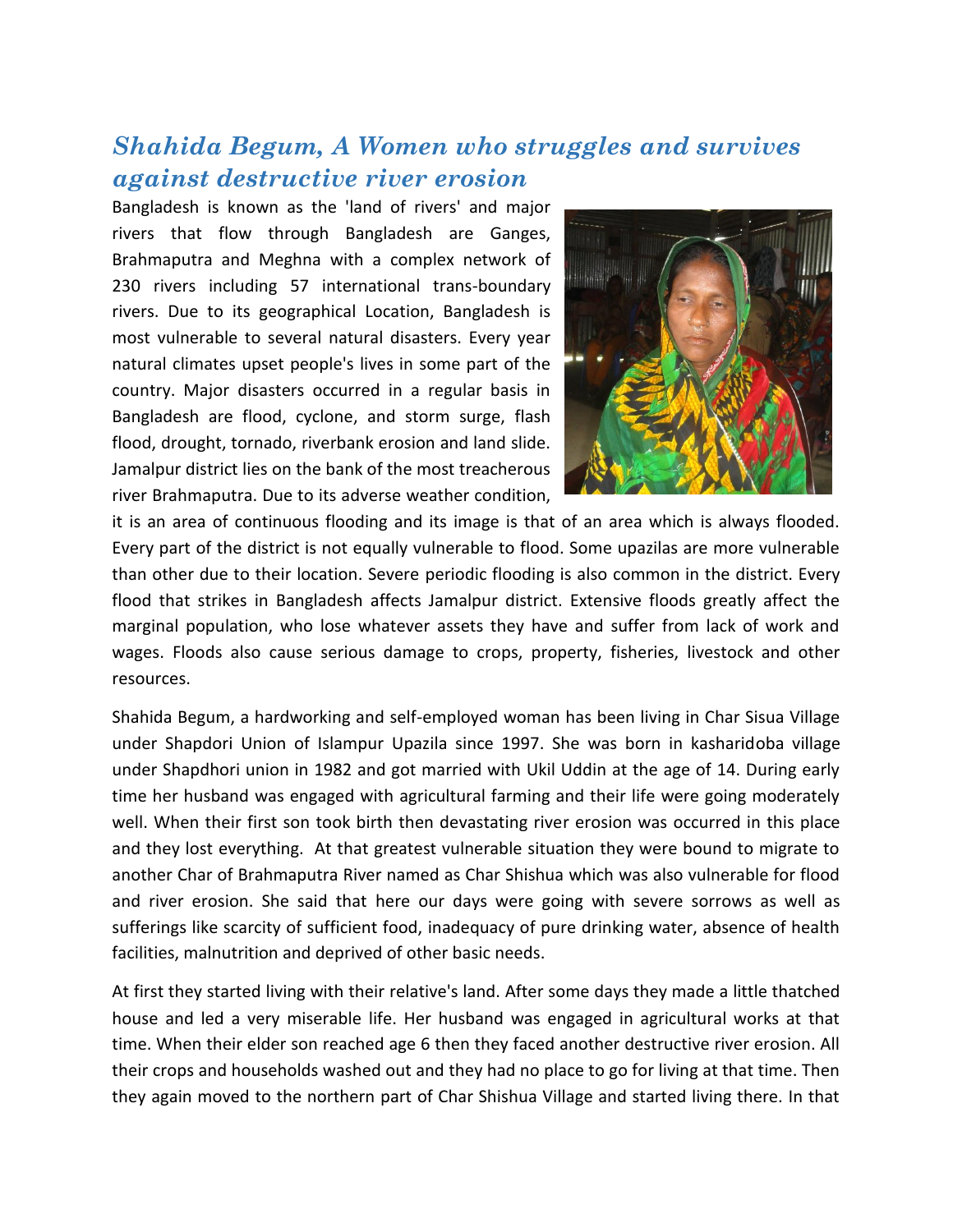## *Shahida Begum, A Women who struggles and survives against destructive river erosion*

Bangladesh is known as the 'land of rivers' and major rivers that flow through Bangladesh are Ganges, Brahmaputra and Meghna with a complex network of 230 rivers including 57 international trans-boundary rivers. Due to its geographical Location, Bangladesh is most vulnerable to several natural disasters. Every year natural climates upset people's lives in some part of the country. Major disasters occurred in a regular basis in Bangladesh are flood, cyclone, and storm surge, flash flood, drought, tornado, riverbank erosion and land slide. Jamalpur district lies on the bank of the most treacherous river Brahmaputra. Due to its adverse weather condition, it is an area of continuous flooding and its image is that of an area which is always flooded. Every part of the district is not equally vulnerable to flood. Some upazilas are more vulnerable than other due to their location. Severe periodic flooding is also common in the district. Every flood that strikes in Bangladesh affects Jamalpur district. Extensive floods greatly affect the marginal population, who lose whatever assets they have and suffer from lack of work and wages. Floods also cause serious damage to crops, property, fisheries, livestock and other resources.

Shahida Begum, a hardworking and self-employed woman has been living in Char Sisua Village under Shapdori Union of Islampur Upazila since 1997. She was born in kasharidoba village under Shapdhori union in 1982 and got married with Ukil Uddin at the age of 14. During early time her husband was engaged with agricultural farming and their life were going moderately well. When their first son took birth then devastating river erosion was occurred in this place and they lost everything. At that greatest vulnerable situation they were bound to migrate to another Char of Brahmaputra River named as Char Shishua which was also vulnerable for flood and river erosion. She said that here our days were going with severe sorrows as well as sufferings like scarcity of sufficient food, inadequacy of pure drinking water, absence of health facilities, malnutrition and deprived of other basic needs.

At first they started living with their relative's land. After some days they made a little thatched house and led a very miserable life. Her husband was engaged in agricultural works at that time. When their elder son reached age 6 then they faced another destructive river erosion. All their crops and households washed out and they had no place to go for living at that time. Then they again moved to the northern part of Char Shishua Village and started living there. In that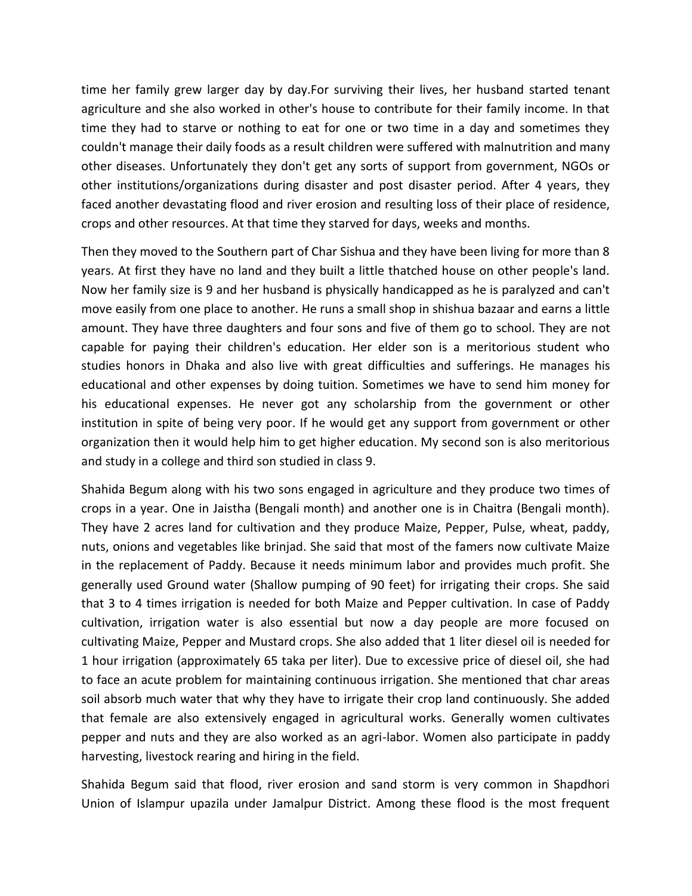time her family grew larger day by day.For surviving their lives, her husband started tenant agriculture and she also worked in other's house to contribute for their family income. In that time they had to starve or nothing to eat for one or two time in a day and sometimes they couldn't manage their daily foods as a result children were suffered with malnutrition and many other diseases. Unfortunately they don't get any sorts of support from government, NGOs or other institutions/organizations during disaster and post disaster period. After 4 years, they faced another devastating flood and river erosion and resulting loss of their place of residence, crops and other resources. At that time they starved for days, weeks and months.

Then they moved to the Southern part of Char Sishua and they have been living for more than 8 years. At first they have no land and they built a little thatched house on other people's land. Now her family size is 9 and her husband is physically handicapped as he is paralyzed and can't move easily from one place to another. He runs a small shop in shishua bazaar and earns a little amount. They have three daughters and four sons and five of them go to school. They are not capable for paying their children's education. Her elder son is a meritorious student who studies honors in Dhaka and also live with great difficulties and sufferings. He manages his educational and other expenses by doing tuition. Sometimes we have to send him money for his educational expenses. He never got any scholarship from the government or other institution in spite of being very poor. If he would get any support from government or other organization then it would help him to get higher education. My second son is also meritorious and study in a college and third son studied in class 9.

Shahida Begum along with his two sons engaged in agriculture and they produce two times of crops in a year. One in Jaistha (Bengali month) and another one is in Chaitra (Bengali month). They have 2 acres land for cultivation and they produce Maize, Pepper, Pulse, wheat, paddy, nuts, onions and vegetables like brinjad. She said that most of the famers now cultivate Maize in the replacement of Paddy. Because it needs minimum labor and provides much profit. She generally used Ground water (Shallow pumping of 90 feet) for irrigating their crops. She said that 3 to 4 times irrigation is needed for both Maize and Pepper cultivation. In case of Paddy cultivation, irrigation water is also essential but now a day people are more focused on cultivating Maize, Pepper and Mustard crops. She also added that 1 liter diesel oil is needed for 1 hour irrigation (approximately 65 taka per liter). Due to excessive price of diesel oil, she had to face an acute problem for maintaining continuous irrigation. She mentioned that char areas soil absorb much water that why they have to irrigate their crop land continuously. She added that female are also extensively engaged in agricultural works. Generally women cultivates pepper and nuts and they are also worked as an agri-labor. Women also participate in paddy harvesting, livestock rearing and hiring in the field.

Shahida Begum said that flood, river erosion and sand storm is very common in Shapdhori Union of Islampur upazila under Jamalpur District. Among these flood is the most frequent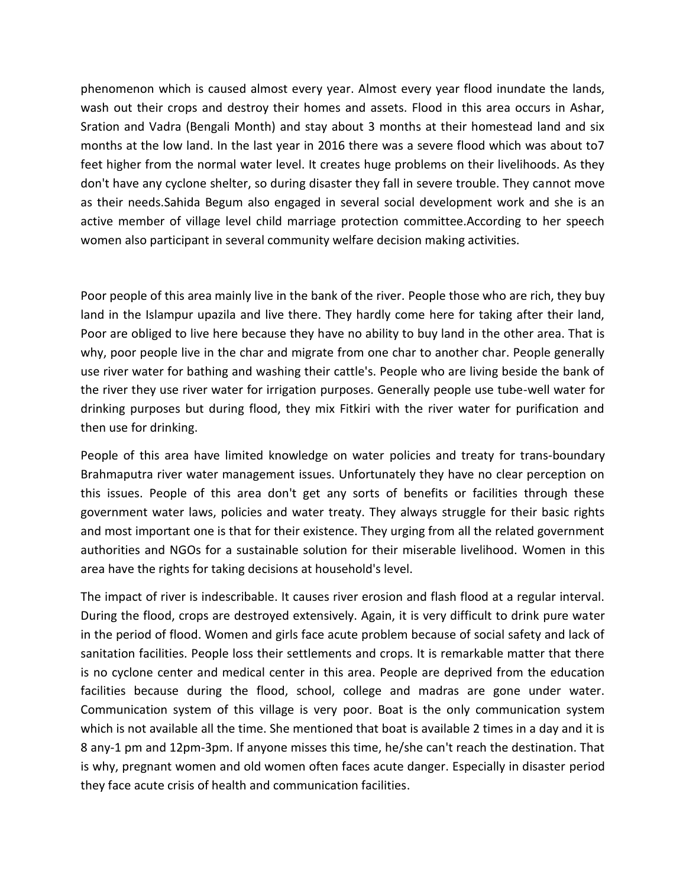phenomenon which is caused almost every year. Almost every year flood inundate the lands, wash out their crops and destroy their homes and assets. Flood in this area occurs in Ashar, Sration and Vadra (Bengali Month) and stay about 3 months at their homestead land and six months at the low land. In the last year in 2016 there was a severe flood which was about to7 feet higher from the normal water level. It creates huge problems on their livelihoods. As they don't have any cyclone shelter, so during disaster they fall in severe trouble. They cannot move as their needs.Sahida Begum also engaged in several social development work and she is an active member of village level child marriage protection committee.According to her speech women also participant in several community welfare decision making activities.

Poor people of this area mainly live in the bank of the river. People those who are rich, they buy land in the Islampur upazila and live there. They hardly come here for taking after their land, Poor are obliged to live here because they have no ability to buy land in the other area. That is why, poor people live in the char and migrate from one char to another char. People generally use river water for bathing and washing their cattle's. People who are living beside the bank of the river they use river water for irrigation purposes. Generally people use tube-well water for drinking purposes but during flood, they mix Fitkiri with the river water for purification and then use for drinking.

People of this area have limited knowledge on water policies and treaty for trans-boundary Brahmaputra river water management issues. Unfortunately they have no clear perception on this issues. People of this area don't get any sorts of benefits or facilities through these government water laws, policies and water treaty. They always struggle for their basic rights and most important one is that for their existence. They urging from all the related government authorities and NGOs for a sustainable solution for their miserable livelihood. Women in this area have the rights for taking decisions at household's level.

The impact of river is indescribable. It causes river erosion and flash flood at a regular interval. During the flood, crops are destroyed extensively. Again, it is very difficult to drink pure water in the period of flood. Women and girls face acute problem because of social safety and lack of sanitation facilities. People loss their settlements and crops. It is remarkable matter that there is no cyclone center and medical center in this area. People are deprived from the education facilities because during the flood, school, college and madras are gone under water. Communication system of this village is very poor. Boat is the only communication system which is not available all the time. She mentioned that boat is available 2 times in a day and it is 8 any-1 pm and 12pm-3pm. If anyone misses this time, he/she can't reach the destination. That is why, pregnant women and old women often faces acute danger. Especially in disaster period they face acute crisis of health and communication facilities.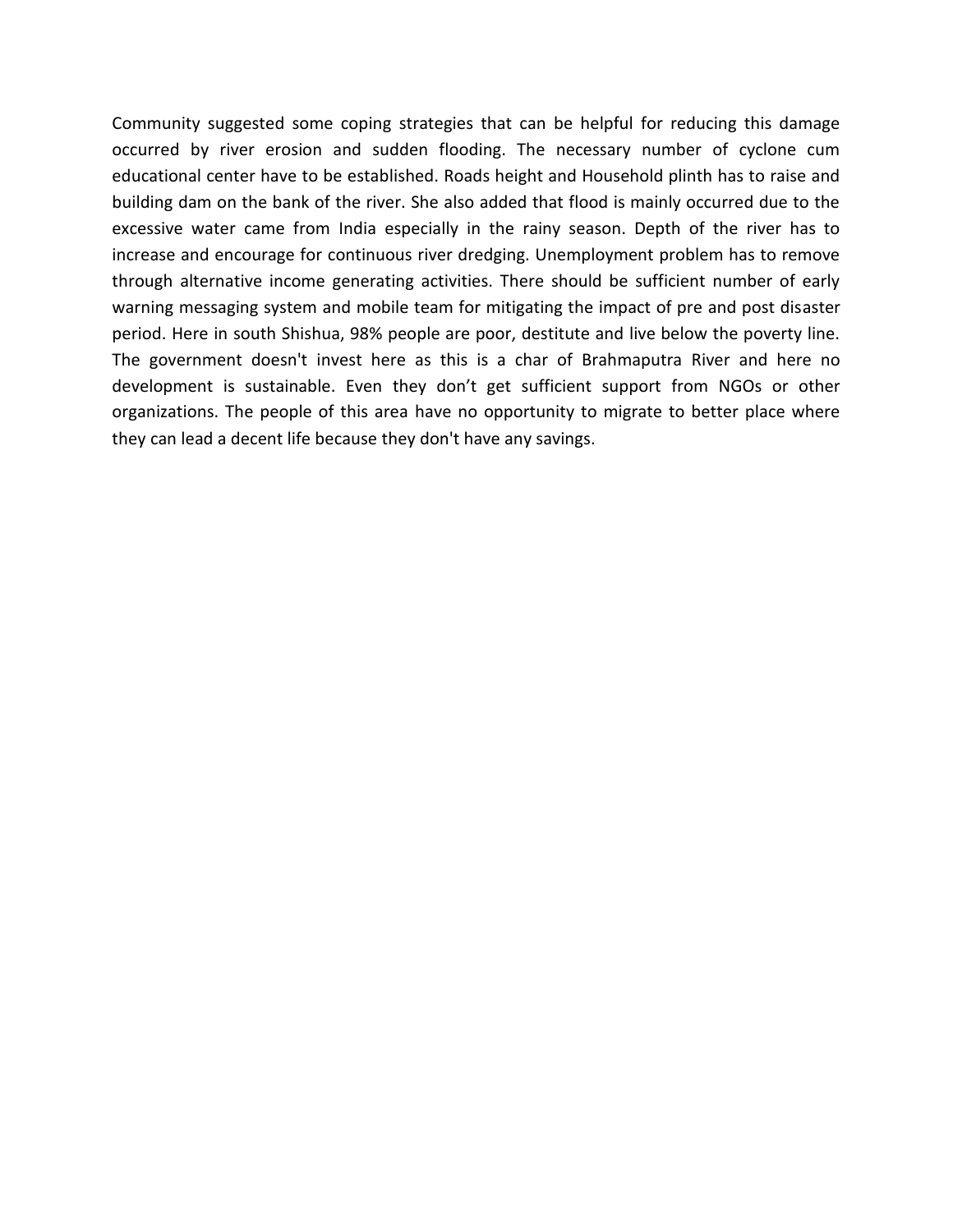Community suggested some coping strategies that can be helpful for reducing this damage occurred by river erosion and sudden flooding. The necessary number of cyclone cum educational center have to be established. Roads height and Household plinth has to raise and building dam on the bank of the river. She also added that flood is mainly occurred due to the excessive water came from India especially in the rainy season. Depth of the river has to increase and encourage for continuous river dredging. Unemployment problem has to remove through alternative income generating activities. There should be sufficient number of early warning messaging system and mobile team for mitigating the impact of pre and post disaster period. Here in south Shishua, 98% people are poor, destitute and live below the poverty line. The government doesn't invest here as this is a char of Brahmaputra River and here no development is sustainable. Even they don’t get sufficient support from NGOs or other organizations. The people of this area have no opportunity to migrate to better place where they can lead a decent life because they don't have any savings.